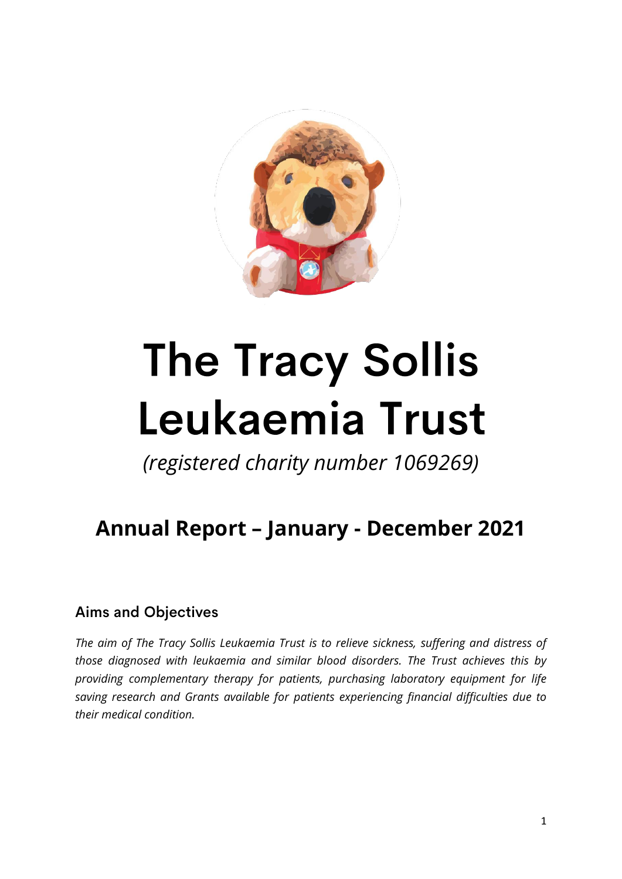# The Tracy Sollis Leukaemia Trust

*(registered charity number 1069269)*

## Annual Report – January - December 2021

### Aims and Objectives

*The aim of The Tracy Sollis Leukaemia Trust is to relieve sickness, suffering and distress of those diagnosed with leukaemia and similar blood disorders. The Trust achieves this by providing complementary therapy for patients, purchasing laboratory equipment for life saving research and Grants available for patients experiencing financial difficulties due to their medical condition.*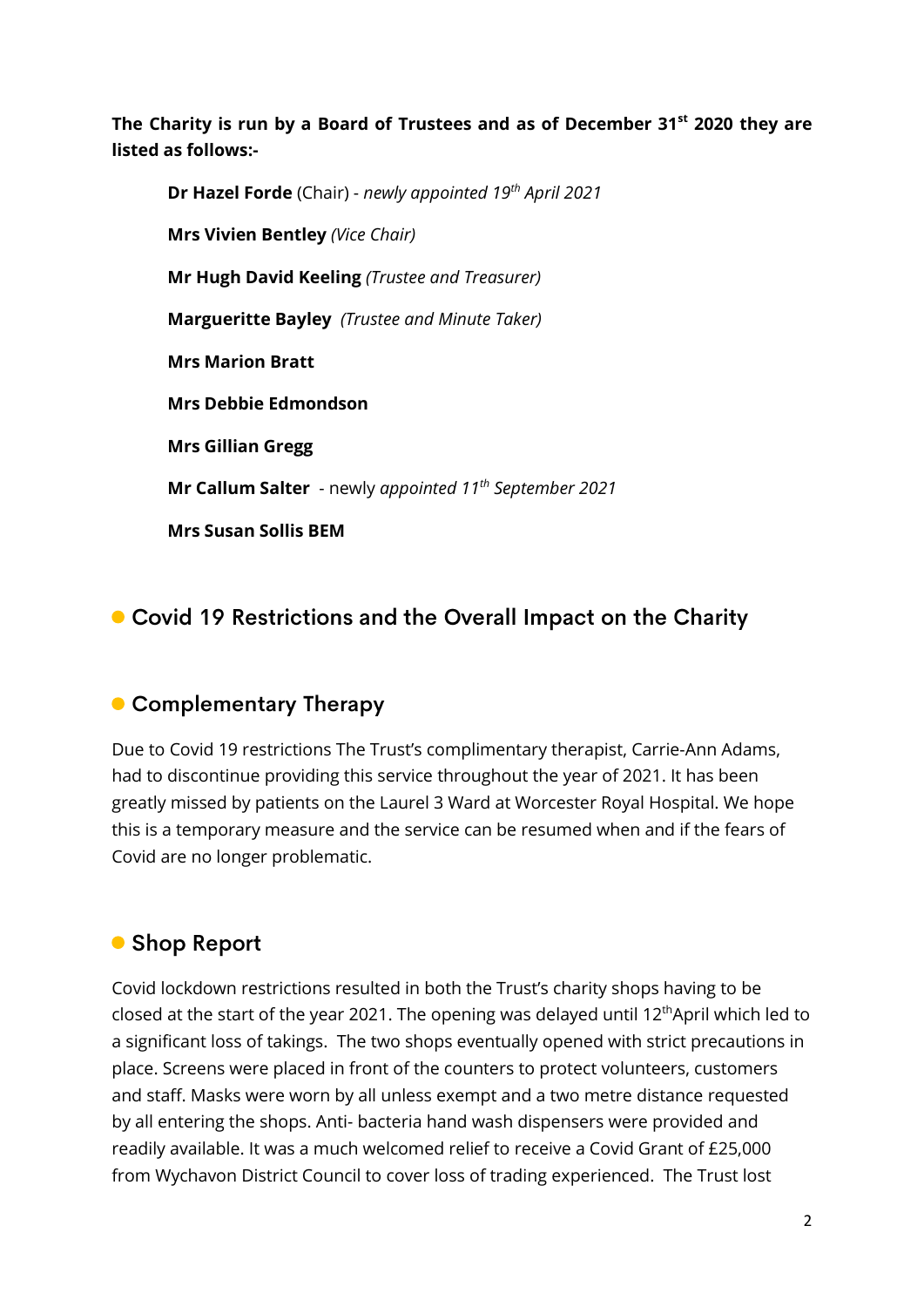**The Charity is run by a Board of Trustees and as of December 31st 2020 they are listed as follows:-**

**Dr Hazel Forde** (Chair) - *newly appointed 19th April 2021*

**Mrs Vivien Bentley** *(Vice Chair)*

**Mr Hugh David Keeling** *(Trustee and Treasurer)*

**Margueritte Bayley** *(Trustee and Minute Taker)*

**Mrs Marion Bratt**

**Mrs Debbie Edmondson**

**Mrs Gillian Gregg**

**Mr Callum Salter** - newly *appointed 11th September 2021*

**Mrs Susan Sollis BEM**

## Covid 19 Restrictions and the Overall Impact on the Charity

## Complementary Therapy

Due to Covid 19 restrictions The Trust's complimentary therapist, Carrie-Ann Adams, had to discontinue providing this service throughout the year of 2021. It has been greatly missed by patients on the Laurel 3 Ward at Worcester Royal Hospital. We hope this is a temporary measure and the service can be resumed when and if the fears of Covid are no longer problematic.

## Shop Report

Covid lockdown restrictions resulted in both the Trust's charity shops having to be closed at the start of the year 2021. The opening was delayed until 12thApril which led to a significant loss of takings. The two shops eventually opened with strict precautions in place. Screens were placed in front of the counters to protect volunteers, customers and staff. Masks were worn by all unless exempt and a two metre distance requested by all entering the shops. Anti- bacteria hand wash dispensers were provided and readily available. It was a much welcomed relief to receive a Covid Grant of £25,000 from Wychavon District Council to cover loss of trading experienced. The Trust lost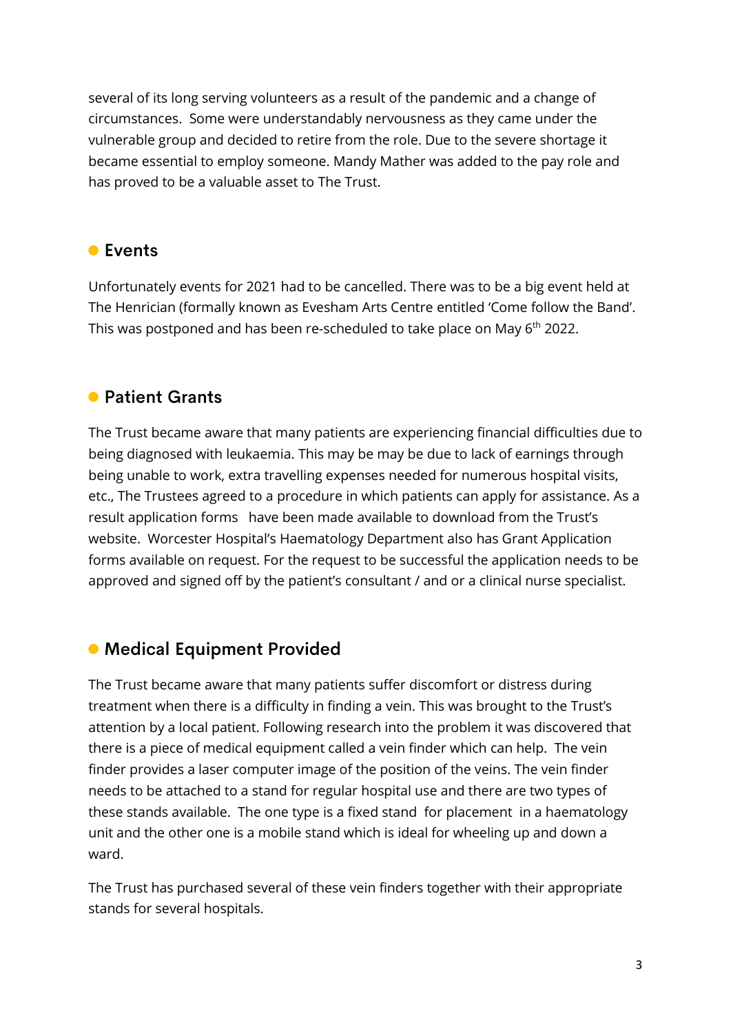several of its long serving volunteers as a result of the pandemic and a change of circumstances. Some were understandably nervousness as they came under the vulnerable group and decided to retire from the role. Due to the severe shortage it became essential to employ someone. Mandy Mather was added to the pay role and has proved to be a valuable asset to The Trust.

## Events

Unfortunately events for 2021 had to be cancelled. There was to be a big event held at The Henrician (formally known as Evesham Arts Centre entitled 'Come follow the Band'. This was postponed and has been re-scheduled to take place on May 6th 2022.

## Patient Grants

The Trust became aware that many patients are experiencing financial difficulties due to being diagnosed with leukaemia. This may be may be due to lack of earnings through being unable to work, extra travelling expenses needed for numerous hospital visits, etc., The Trustees agreed to a procedure in which patients can apply for assistance. As a result application forms have been made available to download from the Trust's website. Worcester Hospital's Haematology Department also has Grant Application forms available on request. For the request to be successful the application needs to be approved and signed off by the patient's consultant / and or a clinical nurse specialist.

## Medical Equipment Provided

The Trust became aware that many patients suffer discomfort or distress during treatment when there is a difficulty in finding a vein. This was brought to the Trust's attention by a local patient. Following research into the problem it was discovered that there is a piece of medical equipment called a vein finder which can help. The vein finder provides a laser computer image of the position of the veins. The vein finder needs to be attached to a stand for regular hospital use and there are two types of these stands available. The one type is a fixed stand for placement in a haematology unit and the other one is a mobile stand which is ideal for wheeling up and down a ward.

The Trust has purchased several of these vein finders together with their appropriate stands for several hospitals.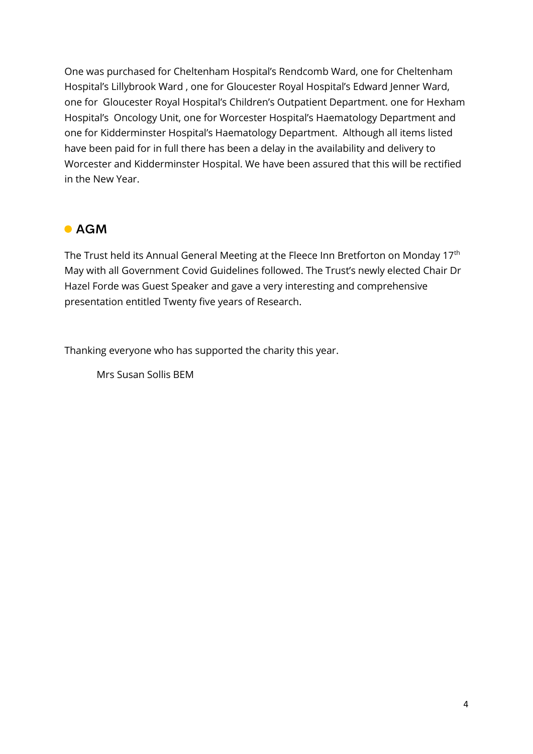One was purchased for Cheltenham Hospital's Rendcomb Ward, one for Cheltenham Hospital's Lillybrook Ward , one for Gloucester Royal Hospital's Edward Jenner Ward, one for Gloucester Royal Hospital's Children's Outpatient Department. one for Hexham Hospital's Oncology Unit, one for Worcester Hospital's Haematology Department and one for Kidderminster Hospital's Haematology Department. Although all items listed have been paid for in full there has been a delay in the availability and delivery to Worcester and Kidderminster Hospital. We have been assured that this will be rectified in the New Year.

## AGM

The Trust held its Annual General Meeting at the Fleece Inn Bretforton on Monday 17th May with all Government Covid Guidelines followed. The Trust's newly elected Chair Dr Hazel Forde was Guest Speaker and gave a very interesting and comprehensive presentation entitled Twenty five years of Research.

Thanking everyone who has supported the charity this year.

Mrs Susan Sollis BEM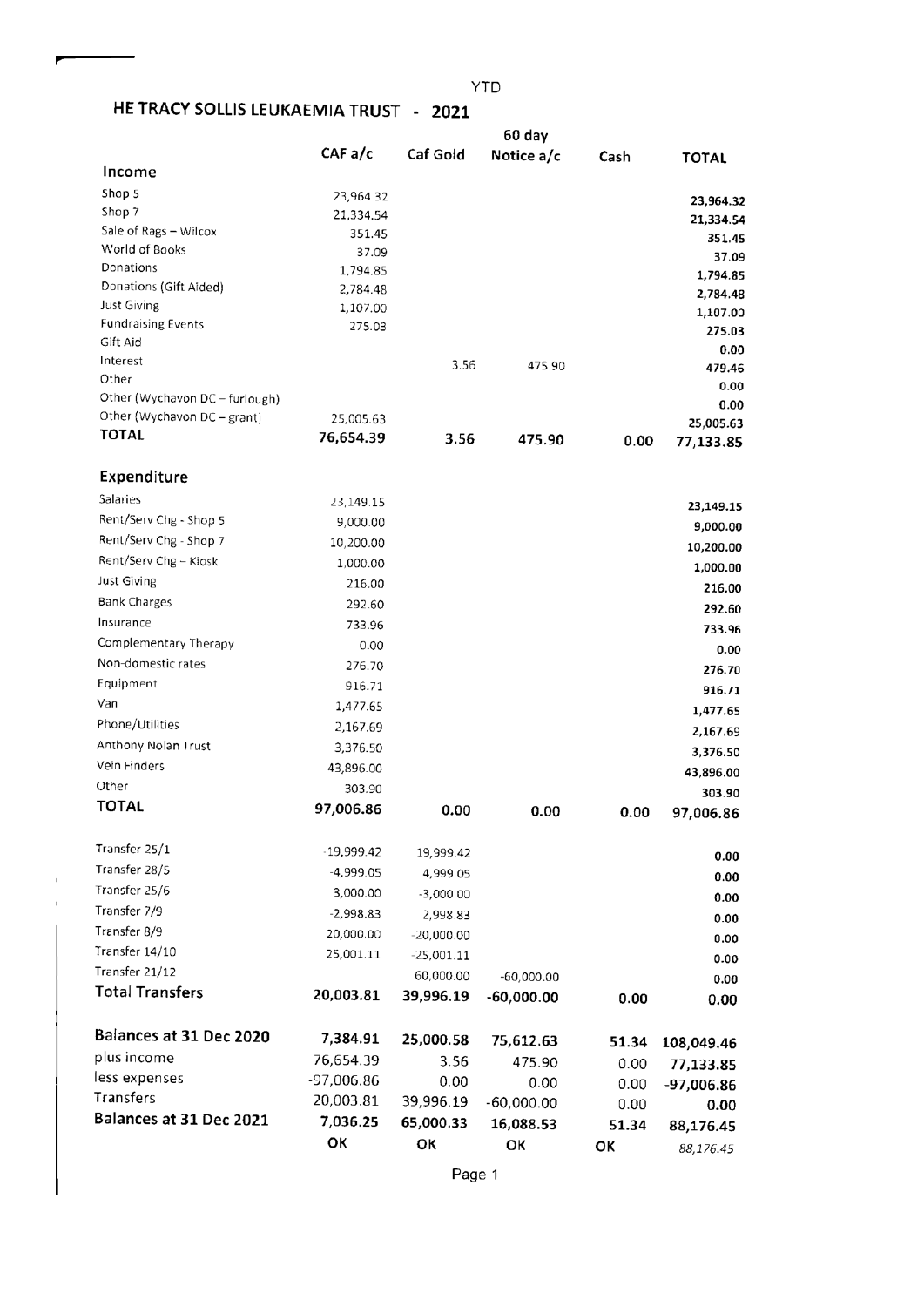YTD

# HE TRACY SOLLIS LEUKAEMIA TRUST - 2021

| | CAF a/c | Caf Gold | 60 day Notice a/c | Cash | TOTAL |
|---|---|---|---|---|---|
| **Income** | | | | | |
| Shop 5 | 23,964.32 | | | | 23,964.32 |
| Shop 7 | 21,334.54 | | | | 21,334.54 |
| Sale of Rags – Wilcox | 351.45 | | | | 351.45 |
| World of Books | 37.09 | | | | 37.09 |
| Donations | 1,794.85 | | | | 1,794.85 |
| Donations (Gift Aided) | 2,784.48 | | | | 2,784.48 |
| Just Giving | 1,107.00 | | | | 1,107.00 |
| Fundraising Events | 275.03 | | | | 275.03 |
| Gift Aid | | | | | 0.00 |
| Interest | | 3.56 | 475.90 | | 479.46 |
| Other | | | | | 0.00 |
| Other (Wychavon DC – furlough) | | | | | 0.00 |
| Other (Wychavon DC – grant) | 25,005.63 | | | | 25,005.63 |
| **TOTAL** | **76,654.39** | **3.56** | **475.90** | **0.00** | **77,133.85** |
| **Expenditure** | | | | | |
| Salaries | 23,149.15 | | | | 23,149.15 |
| Rent/Serv Chg - Shop 5 | 9,000.00 | | | | 9,000.00 |
| Rent/Serv Chg - Shop 7 | 10,200.00 | | | | 10,200.00 |
| Rent/Serv Chg – Kiosk | 1,000.00 | | | | 1,000.00 |
| Just Giving | 216.00 | | | | 216.00 |
| Bank Charges | 292.60 | | | | 292.60 |
| Insurance | 733.96 | | | | 733.96 |
| Complementary Therapy | 0.00 | | | | 0.00 |
| Non-domestic rates | 276.70 | | | | 276.70 |
| Equipment | 916.71 | | | | 916.71 |
| Van | 1,477.65 | | | | 1,477.65 |
| Phone/Utilities | 2,167.69 | | | | 2,167.69 |
| Anthony Nolan Trust | 3,376.50 | | | | 3,376.50 |
| Vein Finders | 43,896.00 | | | | 43,896.00 |
| Other | 303.90 | | | | 303.90 |
| **TOTAL** | **97,006.86** | **0.00** | **0.00** | **0.00** | **97,006.86** |
| Transfer 25/1 | -19,999.42 | 19,999.42 | | | 0.00 |
| Transfer 28/5 | -4,999.05 | 4,999.05 | | | 0.00 |
| Transfer 25/6 | 3,000.00 | -3,000.00 | | | 0.00 |
| Transfer 7/9 | -2,998.83 | 2,998.83 | | | 0.00 |
| Transfer 8/9 | 20,000.00 | -20,000.00 | | | 0.00 |
| Transfer 14/10 | 25,001.11 | -25,001.11 | | | 0.00 |
| Transfer 21/12 | | 60,000.00 | -60,000.00 | | 0.00 |
| **Total Transfers** | **20,003.81** | **39,996.19** | **-60,000.00** | **0.00** | **0.00** |
| **Balances at 31 Dec 2020** | **7,384.91** | **25,000.58** | **75,612.63** | **51.34** | **108,049.46** |
| plus income | 76,654.39 | 3.56 | 475.90 | 0.00 | 77,133.85 |
| less expenses | -97,006.86 | 0.00 | 0.00 | 0.00 | -97,006.86 |
| Transfers | 20,003.81 | 39,996.19 | -60,000.00 | 0.00 | 0.00 |
| **Balances at 31 Dec 2021** | **7,036.25** | **65,000.33** | **16,088.53** | **51.34** | **88,176.45** |
| | OK | OK | OK | OK | *88,176.45* |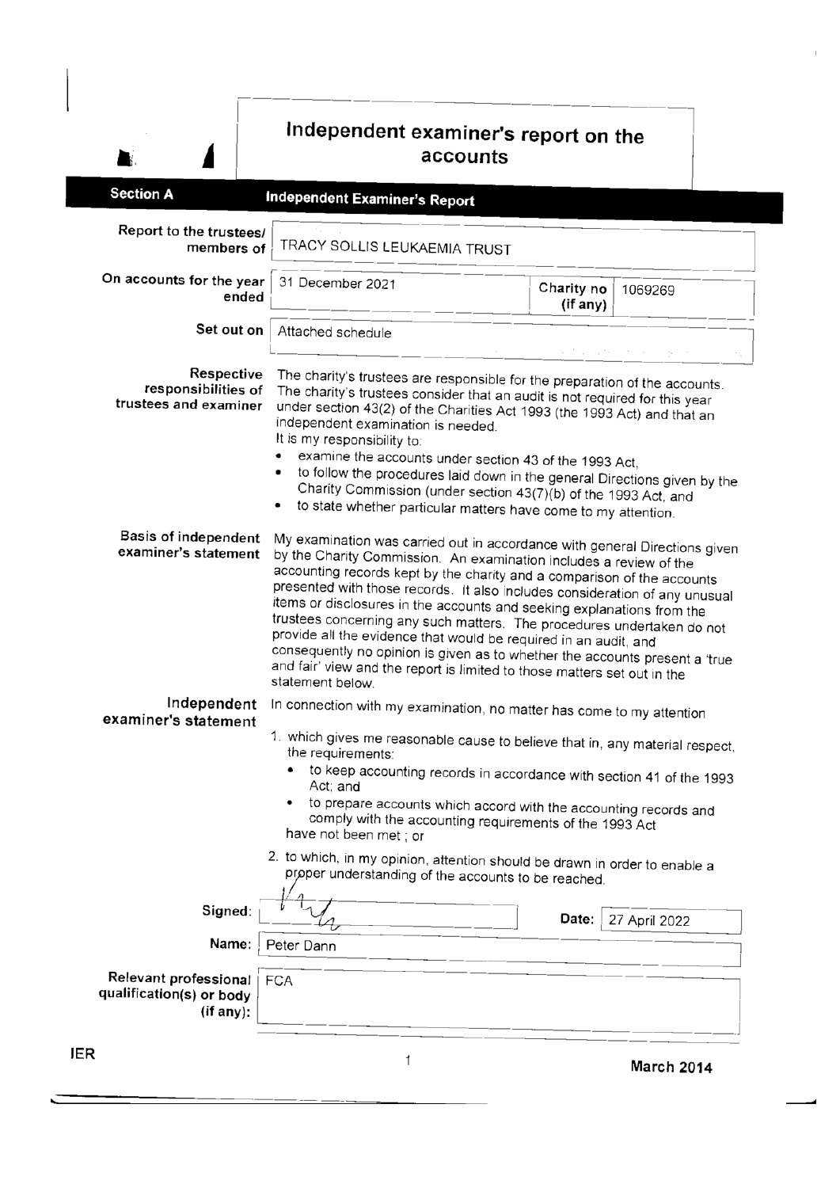# Independent examiner's report on the accounts

## Section A — Independent Examiner's Report

| | |
|---|---|
| **Report to the trustees/ members of** | TRACY SOLLIS LEUKAEMIA TRUST |
| **On accounts for the year ended** | 31 December 2021 |
| **Charity no (if any)** | 1069269 |
| **Set out on** | Attached schedule |

**Respective responsibilities of trustees and examiner**

The charity's trustees are responsible for the preparation of the accounts. The charity's trustees consider that an audit is not required for this year under section 43(2) of the Charities Act 1993 (the 1993 Act) and that an independent examination is needed.

It is my responsibility to:

- examine the accounts under section 43 of the 1993 Act,
- to follow the procedures laid down in the general Directions given by the Charity Commission (under section 43(7)(b) of the 1993 Act, and
- to state whether particular matters have come to my attention.

**Basis of independent examiner's statement**

My examination was carried out in accordance with general Directions given by the Charity Commission. An examination includes a review of the accounting records kept by the charity and a comparison of the accounts presented with those records. It also includes consideration of any unusual items or disclosures in the accounts and seeking explanations from the trustees concerning any such matters. The procedures undertaken do not provide all the evidence that would be required in an audit, and consequently no opinion is given as to whether the accounts present a 'true and fair' view and the report is limited to those matters set out in the statement below.

**Independent examiner's statement**

In connection with my examination, no matter has come to my attention

1. which gives me reasonable cause to believe that in, any material respect, the requirements:
   - to keep accounting records in accordance with section 41 of the 1993 Act; and
   - to prepare accounts which accord with the accounting records and comply with the accounting requirements of the 1993 Act

   have not been met ; or
2. to which, in my opinion, attention should be drawn in order to enable a proper understanding of the accounts to be reached.

| | |
|---|---|
| **Signed:** | *(signature)* |
| **Date:** | 27 April 2022 |
| **Name:** | Peter Dann |
| **Relevant professional qualification(s) or body (if any):** | FCA |

IER — March 2014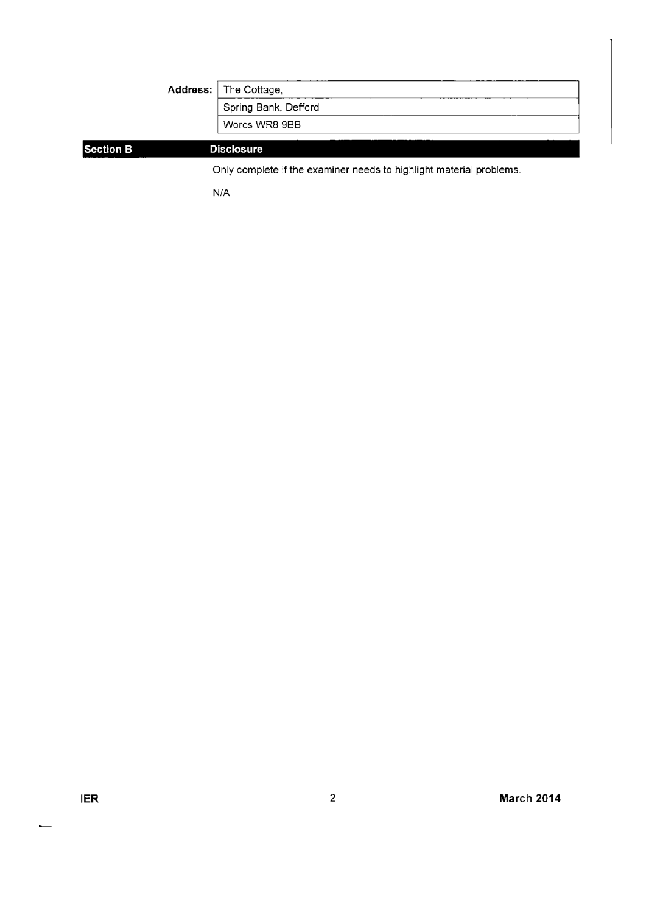| | |
|---|---|
| **Address:** | The Cottage, |
| | Spring Bank, Defford |
| | Worcs WR8 9BB |

## Section B — Disclosure

Only complete if the examiner needs to highlight material problems.

N/A